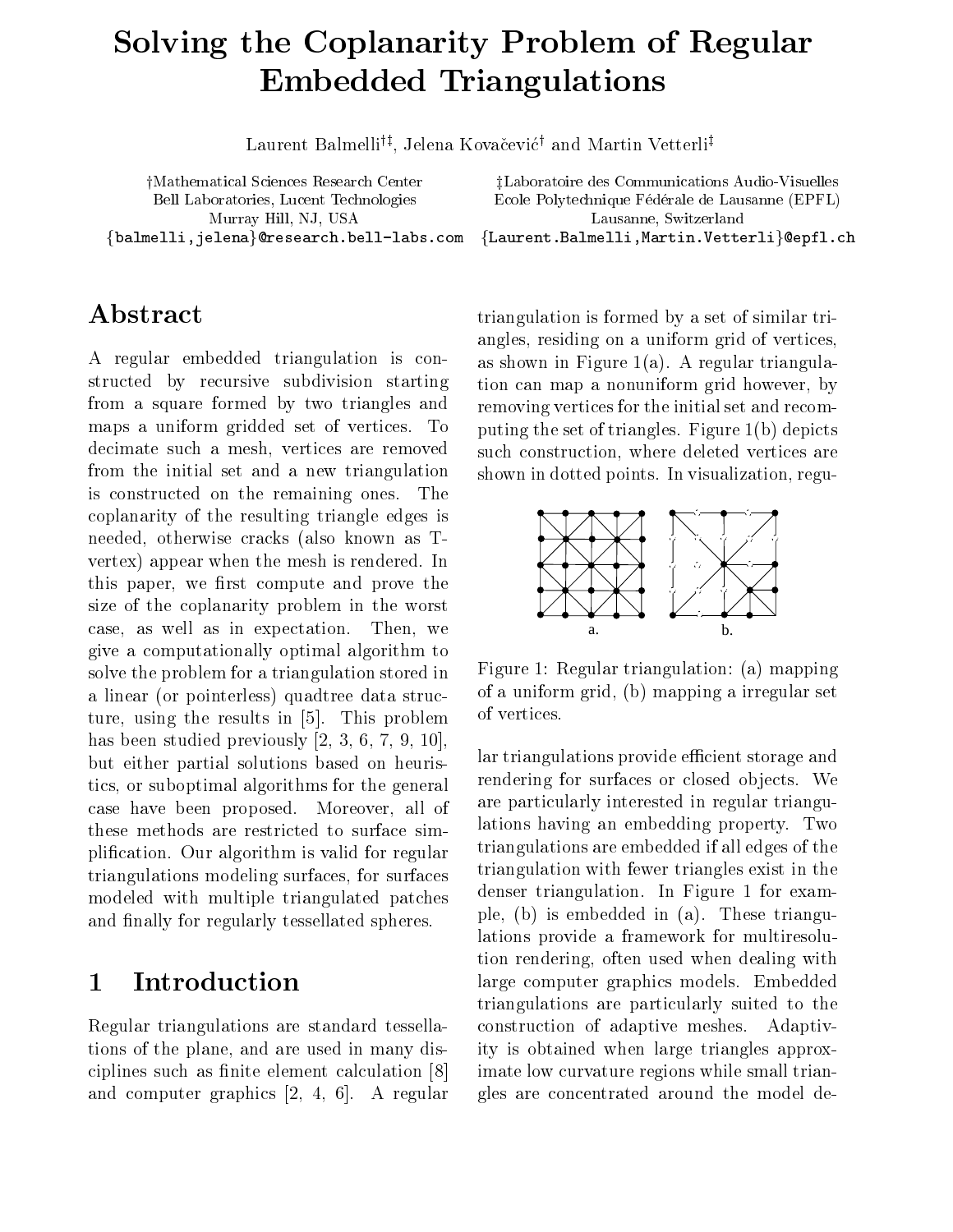# Solving the Coplanarity Problem of Regular Embedded Triangulations

Laurent Balmelli[†‡], Jelena Kovačević[†] and Martin Vetterli[‡]

†Mathematical Sciences Research Center
Bell Laboratories, Lucent Technologies
Murray Hill, NJ, USA
{balmelli,jelena}@research.bell-labs.com

‡Laboratoire des Communications Audio-Visuelles
Ecole Polytechnique Fédérale de Lausanne (EPFL)
Lausanne, Switzerland
{Laurent.Balmelli,Martin.Vetterli}@epfl.ch

## Abstract

A regular embedded triangulation is constructed by recursive subdivision starting from a square formed by two triangles and maps a uniform gridded set of vertices. To decimate such a mesh, vertices are removed from the initial set and a new triangulation is constructed on the remaining ones. The coplanarity of the resulting triangle edges is needed, otherwise cracks (also known as T-vertex) appear when the mesh is rendered. In this paper, we first compute and prove the size of the coplanarity problem in the worst case, as well as in expectation. Then, we give a computationally optimal algorithm to solve the problem for a triangulation stored in a linear (or pointerless) quadtree data structure, using the results in [5]. This problem has been studied previously [2, 3, 6, 7, 9, 10], but either partial solutions based on heuristics, or suboptimal algorithms for the general case have been proposed. Moreover, all of these methods are restricted to surface simplification. Our algorithm is valid for regular triangulations modeling surfaces, for surfaces modeled with multiple triangulated patches and finally for regularly tessellated spheres.

## 1 Introduction

Regular triangulations are standard tessellations of the plane, and are used in many disciplines such as finite element calculation [8] and computer graphics [2, 4, 6]. A regular triangulation is formed by a set of similar triangles, residing on a uniform grid of vertices, as shown in Figure 1(a). A regular triangulation can map a nonuniform grid however, by removing vertices for the initial set and recomputing the set of triangles. Figure 1(b) depicts such construction, where deleted vertices are shown in dotted points. In visualization, regular triangulations provide efficient storage and rendering for surfaces or closed objects. We are particularly interested in regular triangulations having an embedding property. Two triangulations are embedded if all edges of the triangulation with fewer triangles exist in the denser triangulation. In Figure 1 for example, (b) is embedded in (a). These triangulations provide a framework for multiresolution rendering, often used when dealing with large computer graphics models. Embedded triangulations are particularly suited to the construction of adaptive meshes. Adaptivity is obtained when large triangles approximate low curvature regions while small triangles are concentrated around the model de-

Figure 1: Regular triangulation: (a) mapping of a uniform grid, (b) mapping a irregular set of vertices.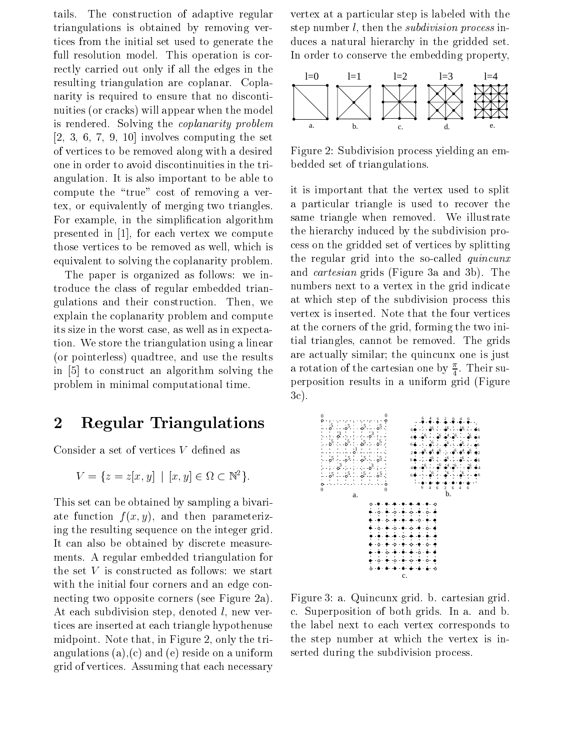tails. The construction of adaptive regular triangulations is obtained by removing vertices from the initial set used to generate the full resolution model. This operation is correctly carried out only if all the edges in the resulting triangulation are coplanar. Coplanarity is required to ensure that no discontinuities (or cracks) will appear when the model is rendered. Solving the *coplanarity problem* [2, 3, 6, 7, 9, 10] involves computing the set of vertices to be removed along with a desired one in order to avoid discontinuities in the triangulation. It is also important to be able to compute the "true" cost of removing a vertex, or equivalently of merging two triangles. For example, in the simplification algorithm presented in [1], for each vertex we compute those vertices to be removed as well, which is equivalent to solving the coplanarity problem.

The paper is organized as follows: we introduce the class of regular embedded triangulations and their construction. Then, we explain the coplanarity problem and compute its size in the worst case, as well as in expectation. We store the triangulation using a linear (or pointerless) quadtree, and use the results in [5] to construct an algorithm solving the problem in minimal computational time.

## 2 Regular Triangulations

Consider a set of vertices $V$ defined as

$$V = \{z = z[x, y] \mid [x, y] \in \Omega \subset \mathbb{N}^2\}.$$

This set can be obtained by sampling a bivariate function $f(x, y)$, and then parameterizing the resulting sequence on the integer grid. It can also be obtained by discrete measurements. A regular embedded triangulation for the set $V$ is constructed as follows: we start with the initial four corners and an edge connecting two opposite corners (see Figure 2a). At each subdivision step, denoted $l$, new vertices are inserted at each triangle hypothenuse midpoint. Note that, in Figure 2, only the triangulations (a),(c) and (e) reside on a uniform grid of vertices. Assuming that each necessary vertex at a particular step is labeled with the step number $l$, then the *subdivision process* induces a natural hierarchy in the gridded set. In order to conserve the embedding property,

Figure 2: Subdivision process yielding an embedded set of triangulations.

it is important that the vertex used to split a particular triangle is used to recover the same triangle when removed. We illustrate the hierarchy induced by the subdivision process on the gridded set of vertices by splitting the regular grid into the so-called *quincunx* and *cartesian* grids (Figure 3a and 3b). The numbers next to a vertex in the grid indicate at which step of the subdivision process this vertex is inserted. Note that the four vertices at the corners of the grid, forming the two initial triangles, cannot be removed. The grids are actually similar; the quincunx one is just a rotation of the cartesian one by $\frac{\pi}{4}$. Their superposition results in a uniform grid (Figure 3c).

Figure 3: a. Quincunx grid. b. cartesian grid. c. Superposition of both grids. In a. and b. the label next to each vertex corresponds to the step number at which the vertex is inserted during the subdivision process.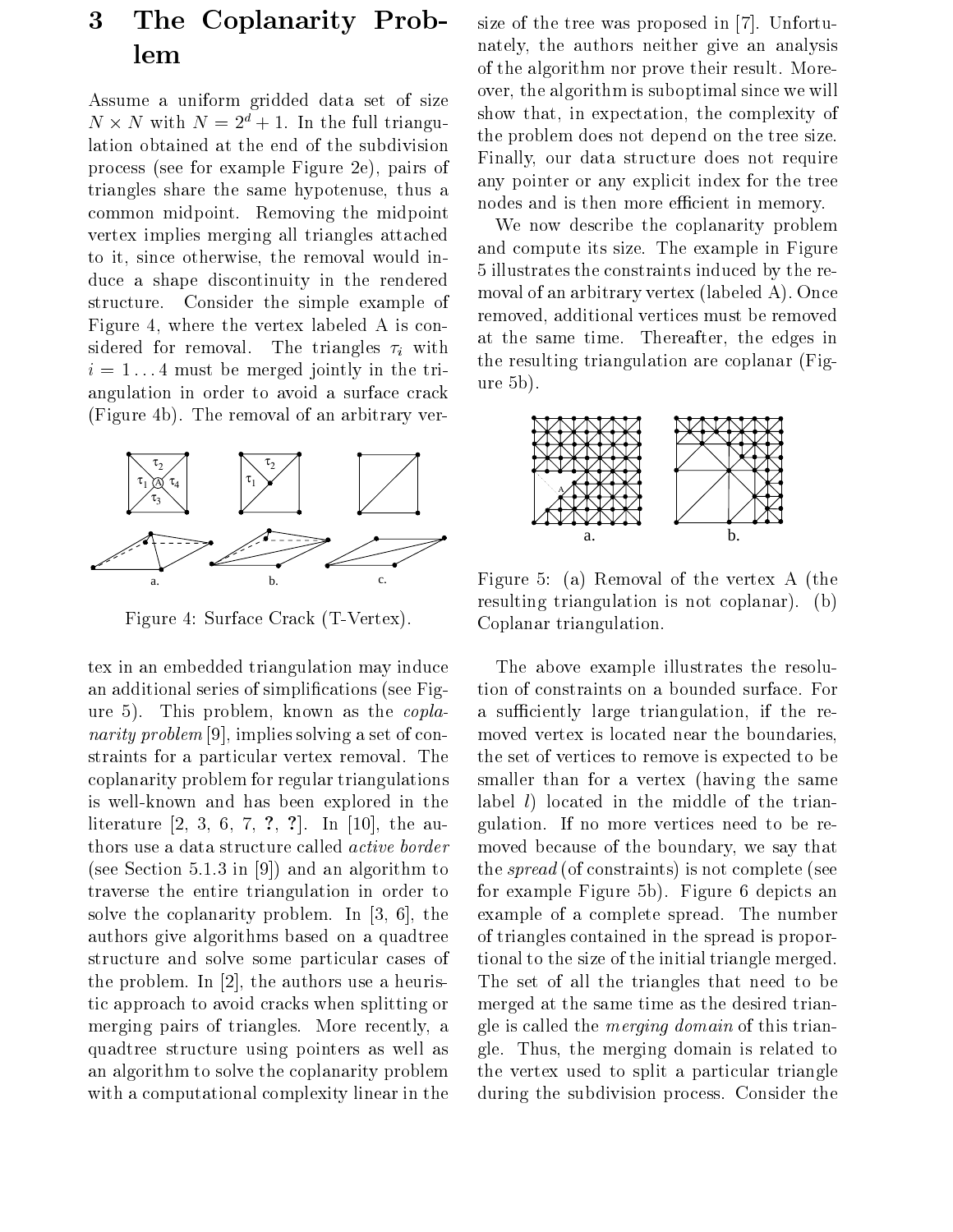# 3 The Coplanarity Problem

Assume a uniform gridded data set of size $N \times N$ with $N = 2^d + 1$. In the full triangulation obtained at the end of the subdivision process (see for example Figure 2e), pairs of triangles share the same hypotenuse, thus a common midpoint. Removing the midpoint vertex implies merging all triangles attached to it, since otherwise, the removal would induce a shape discontinuity in the rendered structure. Consider the simple example of Figure 4, where the vertex labeled A is considered for removal. The triangles $\tau_i$ with $i = 1 \ldots 4$ must be merged jointly in the triangulation in order to avoid a surface crack (Figure 4b). The removal of an arbitrary vertex in an embedded triangulation may induce an additional series of simplifications (see Figure 5). This problem, known as the *coplanarity problem* [9], implies solving a set of constraints for a particular vertex removal. The coplanarity problem for regular triangulations is well-known and has been explored in the literature [2, 3, 6, 7, ?, ?]. In [10], the authors use a data structure called *active border* (see Section 5.1.3 in [9]) and an algorithm to traverse the entire triangulation in order to solve the coplanarity problem. In [3, 6], the authors give algorithms based on a quadtree structure and solve some particular cases of the problem. In [2], the authors use a heuristic approach to avoid cracks when splitting or merging pairs of triangles. More recently, a quadtree structure using pointers as well as an algorithm to solve the coplanarity problem with a computational complexity linear in the size of the tree was proposed in [7]. Unfortunately, the authors neither give an analysis of the algorithm nor prove their result. Moreover, the algorithm is suboptimal since we will show that, in expectation, the complexity of the problem does not depend on the tree size. Finally, our data structure does not require any pointer or any explicit index for the tree nodes and is then more efficient in memory.

Figure 4: Surface Crack (T-Vertex).

We now describe the coplanarity problem and compute its size. The example in Figure 5 illustrates the constraints induced by the removal of an arbitrary vertex (labeled A). Once removed, additional vertices must be removed at the same time. Thereafter, the edges in the resulting triangulation are coplanar (Figure 5b).

Figure 5: (a) Removal of the vertex A (the resulting triangulation is not coplanar). (b) Coplanar triangulation.

The above example illustrates the resolution of constraints on a bounded surface. For a sufficiently large triangulation, if the removed vertex is located near the boundaries, the set of vertices to remove is expected to be smaller than for a vertex (having the same label $l$) located in the middle of the triangulation. If no more vertices need to be removed because of the boundary, we say that the *spread* (of constraints) is not complete (see for example Figure 5b). Figure 6 depicts an example of a complete spread. The number of triangles contained in the spread is proportional to the size of the initial triangle merged. The set of all the triangles that need to be merged at the same time as the desired triangle is called the *merging domain* of this triangle. Thus, the merging domain is related to the vertex used to split a particular triangle during the subdivision process. Consider the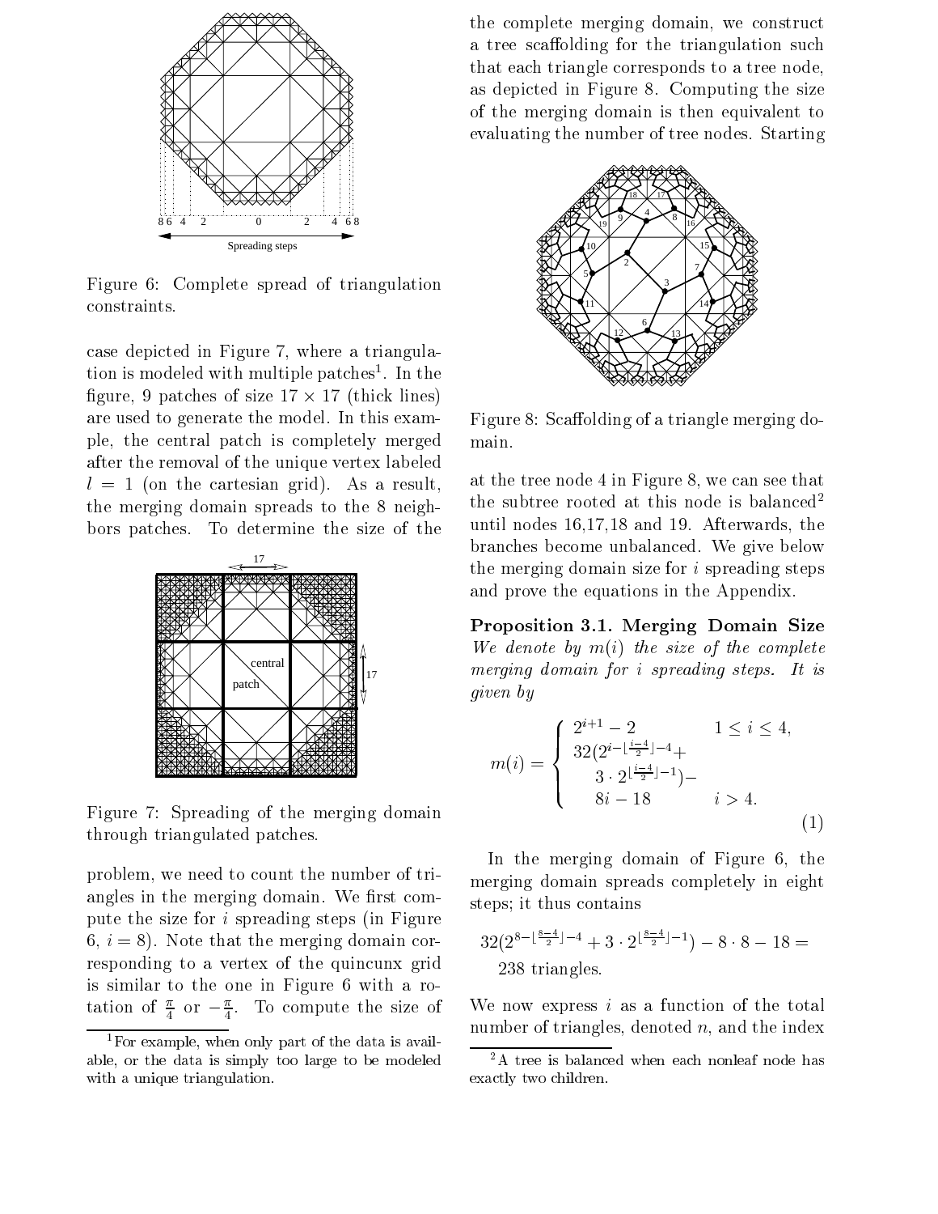Figure 6: Complete spread of triangulation constraints.

case depicted in Figure 7, where a triangulation is modeled with multiple patches[1]. In the figure, 9 patches of size $17 \times 17$ (thick lines) are used to generate the model. In this example, the central patch is completely merged after the removal of the unique vertex labeled $l = 1$ (on the cartesian grid). As a result, the merging domain spreads to the 8 neighbors patches. To determine the size of the

Figure 7: Spreading of the merging domain through triangulated patches.

problem, we need to count the number of triangles in the merging domain. We first compute the size for $i$ spreading steps (in Figure 6, $i = 8$). Note that the merging domain corresponding to a vertex of the quincunx grid is similar to the one in Figure 6 with a rotation of $\frac{\pi}{4}$ or $-\frac{\pi}{4}$. To compute the size of the complete merging domain, we construct a tree scaffolding for the triangulation such that each triangle corresponds to a tree node, as depicted in Figure 8. Computing the size of the merging domain is then equivalent to evaluating the number of tree nodes. Starting

Figure 8: Scaffolding of a triangle merging domain.

at the tree node 4 in Figure 8, we can see that the subtree rooted at this node is balanced[2] until nodes 16,17,18 and 19. Afterwards, the branches become unbalanced. We give below the merging domain size for $i$ spreading steps and prove the equations in the Appendix.

**Proposition 3.1. Merging Domain Size** *We denote by $m(i)$ the size of the complete merging domain for $i$ spreading steps. It is given by*

$$m(i) = \begin{cases} 2^{i+1} - 2 & 1 \leq i \leq 4, \\ 32(2^{i - \lfloor \frac{i-4}{2} \rfloor - 4} + 3 \cdot 2^{\lfloor \frac{i-4}{2} \rfloor - 1}) - 8i - 18 & i > 4. \end{cases} \tag{1}$$

In the merging domain of Figure 6, the merging domain spreads completely in eight steps; it thus contains

$$32(2^{8 - \lfloor \frac{8-4}{2} \rfloor - 4} + 3 \cdot 2^{\lfloor \frac{8-4}{2} \rfloor - 1}) - 8 \cdot 8 - 18 = 238 \text{ triangles.}$$

We now express $i$ as a function of the total number of triangles, denoted $n$, and the index

[1] For example, when only part of the data is available, or the data is simply too large to be modeled with a unique triangulation.

[2] A tree is balanced when each nonleaf node has exactly two children.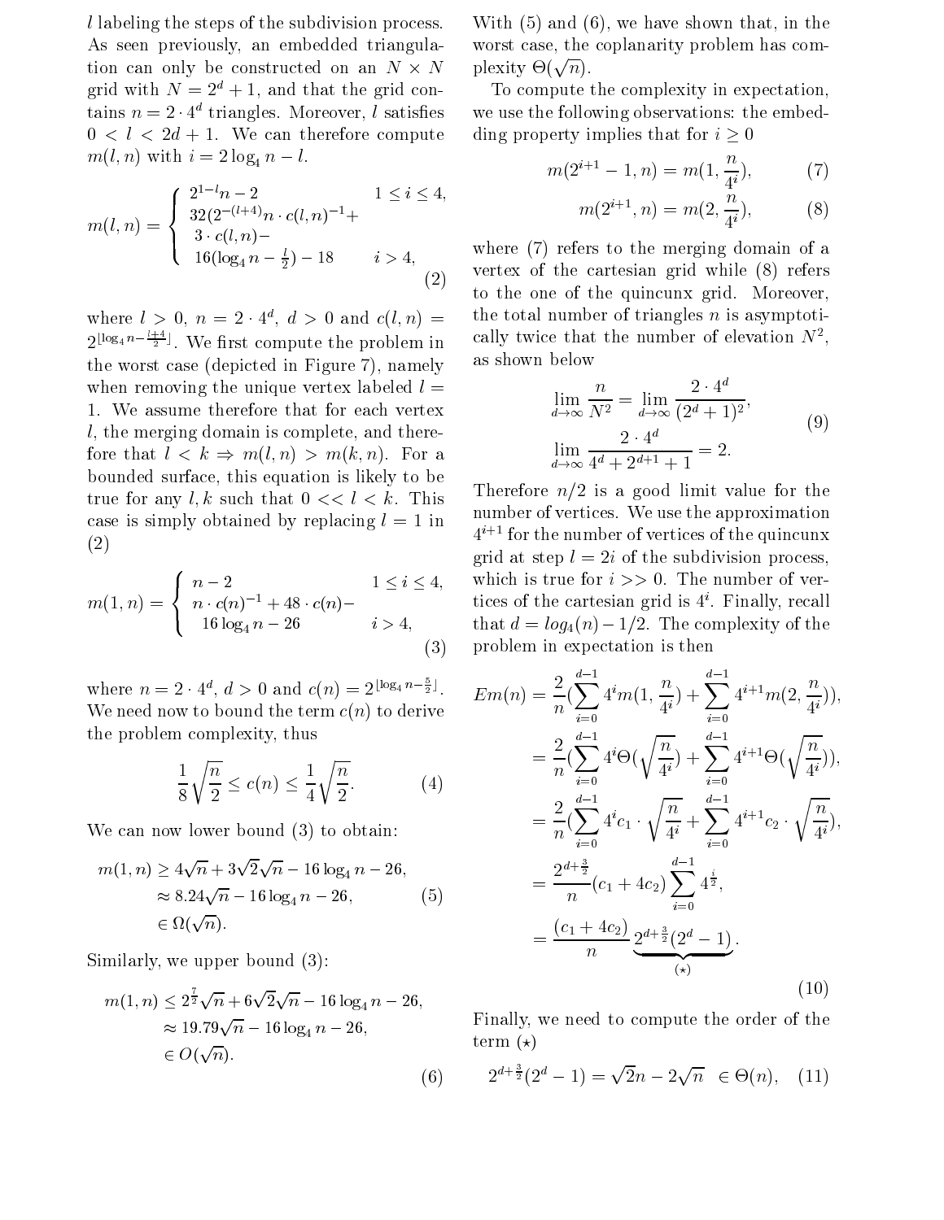$l$ labeling the steps of the subdivision process. As seen previously, an embedded triangulation can only be constructed on an $N \times N$ grid with $N = 2^d + 1$, and that the grid contains $n = 2 \cdot 4^d$ triangles. Moreover, $l$ satisfies $0 < l < 2d + 1$. We can therefore compute $m(l, n)$ with $i = 2 \log_4 n - l$.

$$
m(l,n) = \begin{cases} 2^{1-l} n - 2 & 1 \le i \le 4, \\ 32(2^{-(l+4)} n \cdot c(l,n)^{-1} + \\ \;3 \cdot c(l,n) - \\ \;16(\log_4 n - \frac{l}{2}) - 18 & i > 4, \end{cases} \tag{2}
$$

where $l > 0$, $n = 2 \cdot 4^d$, $d > 0$ and $c(l, n) = 2^{\lfloor \log_4 n - \frac{l+4}{2} \rfloor}$. We first compute the problem in the worst case (depicted in Figure 7), namely when removing the unique vertex labeled $l = 1$. We assume therefore that for each vertex $l$, the merging domain is complete, and therefore that $l < k \Rightarrow m(l, n) > m(k, n)$. For a bounded surface, this equation is likely to be true for any $l, k$ such that $0 << l < k$. This case is simply obtained by replacing $l = 1$ in (2)

$$
m(1,n) = \begin{cases} n - 2 & 1 \le i \le 4, \\ n \cdot c(n)^{-1} + 48 \cdot c(n) - \\ \;16 \log_4 n - 26 & i > 4, \end{cases} \tag{3}
$$

where $n = 2 \cdot 4^d$, $d > 0$ and $c(n) = 2^{\lfloor \log_4 n - \frac{5}{2} \rfloor}$. We need now to bound the term $c(n)$ to derive the problem complexity, thus

$$
\frac{1}{8}\sqrt{\frac{n}{2}} \le c(n) \le \frac{1}{4}\sqrt{\frac{n}{2}}. \tag{4}
$$

We can now lower bound (3) to obtain:

$$
\begin{aligned} m(1,n) &\ge 4\sqrt{n} + 3\sqrt{2}\sqrt{n} - 16 \log_4 n - 26, \\ &\approx 8.24\sqrt{n} - 16 \log_4 n - 26, \\ &\in \Omega(\sqrt{n}). \end{aligned} \tag{5}
$$

Similarly, we upper bound (3):

$$
\begin{aligned} m(1,n) &\le 2^{\frac{7}{2}}\sqrt{n} + 6\sqrt{2}\sqrt{n} - 16 \log_4 n - 26, \\ &\approx 19.79\sqrt{n} - 16 \log_4 n - 26, \\ &\in O(\sqrt{n}). \end{aligned} \tag{6}
$$

With (5) and (6), we have shown that, in the worst case, the coplanarity problem has complexity $\Theta(\sqrt{n})$.

To compute the complexity in expectation, we use the following observations: the embedding property implies that for $i \ge 0$

$$
m(2^{i+1} - 1, n) = m(1, \frac{n}{4^i}), \tag{7}
$$

$$
m(2^{i+1}, n) = m(2, \frac{n}{4^i}), \tag{8}
$$

where (7) refers to the merging domain of a vertex of the cartesian grid while (8) refers to the one of the quincunx grid. Moreover, the total number of triangles $n$ is asymptotically twice that the number of elevation $N^2$, as shown below

$$
\begin{aligned} \lim_{d \to \infty} \frac{n}{N^2} &= \lim_{d \to \infty} \frac{2 \cdot 4^d}{(2^d + 1)^2}, \\ \lim_{d \to \infty} \frac{2 \cdot 4^d}{4^d + 2^{d+1} + 1} &= 2. \end{aligned} \tag{9}
$$

Therefore $n/2$ is a good limit value for the number of vertices. We use the approximation $4^{i+1}$ for the number of vertices of the quincunx grid at step $l = 2i$ of the subdivision process, which is true for $i >> 0$. The number of vertices of the cartesian grid is $4^i$. Finally, recall that $d = log_4(n) - 1/2$. The complexity of the problem in expectation is then

$$
\begin{aligned} Em(n) &= \frac{2}{n}\Big(\sum_{i=0}^{d-1} 4^i m(1, \frac{n}{4^i}) + \sum_{i=0}^{d-1} 4^{i+1} m(2, \frac{n}{4^i})\Big), \\ &= \frac{2}{n}\Big(\sum_{i=0}^{d-1} 4^i \Theta(\sqrt{\frac{n}{4^i}}) + \sum_{i=0}^{d-1} 4^{i+1} \Theta(\sqrt{\frac{n}{4^i}})\Big), \\ &= \frac{2}{n}\Big(\sum_{i=0}^{d-1} 4^i c_1 \cdot \sqrt{\frac{n}{4^i}} + \sum_{i=0}^{d-1} 4^{i+1} c_2 \cdot \sqrt{\frac{n}{4^i}}\Big), \\ &= \frac{2^{d+\frac{3}{2}}}{n}(c_1 + 4c_2) \sum_{i=0}^{d-1} 4^{\frac{i}{2}}, \\ &= \frac{(c_1 + 4c_2)}{n} \underbrace{2^{d+\frac{3}{2}}(2^d - 1)}_{(\star)}. \end{aligned} \tag{10}
$$

Finally, we need to compute the order of the term $(\star)$

$$
2^{d+\frac{3}{2}}(2^d - 1) = \sqrt{2}n - 2\sqrt{n} \;\; \in \Theta(n), \tag{11}
$$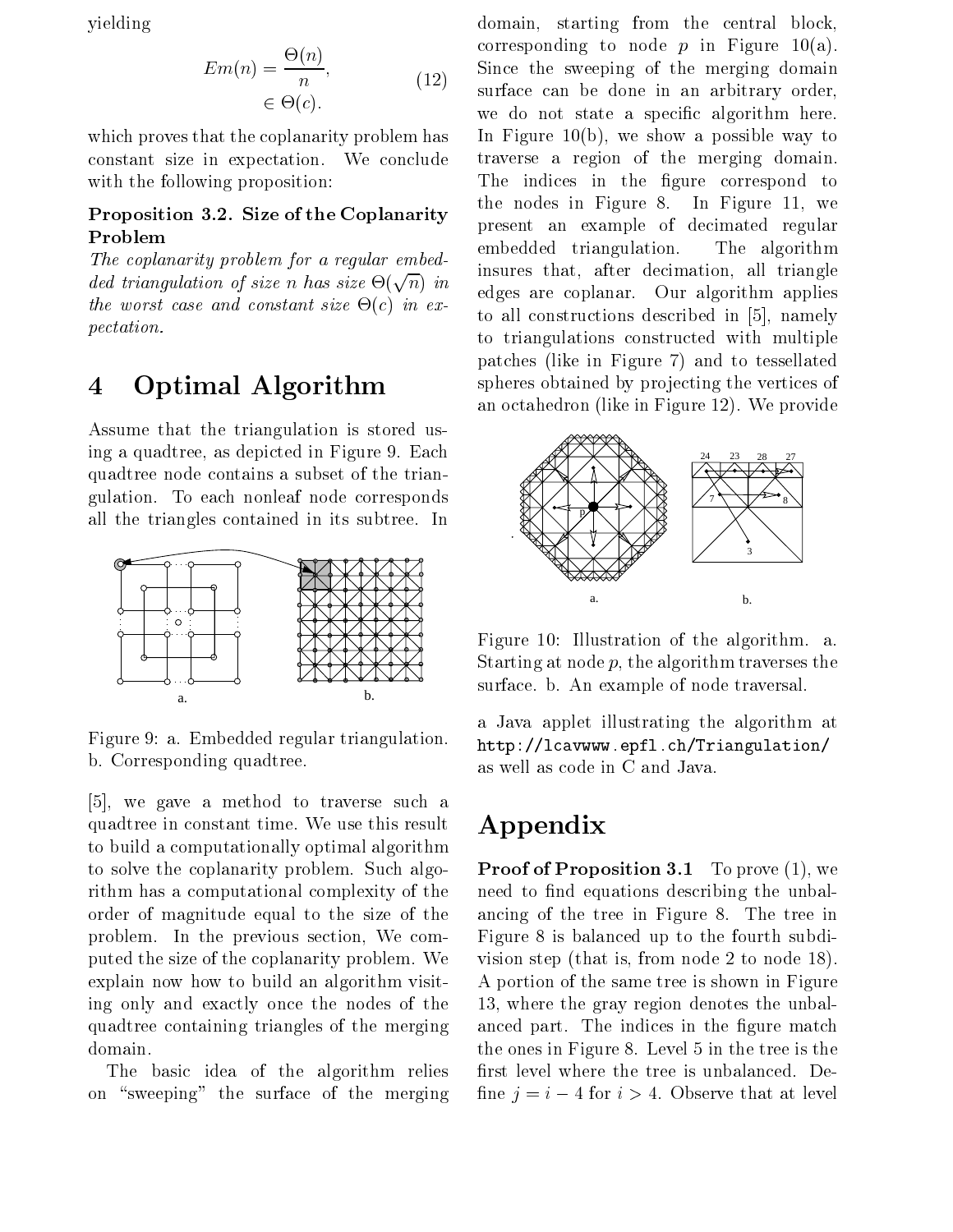yielding

$$
\begin{aligned}
Em(n) &= \frac{\Theta(n)}{n}, \\
&\in \Theta(c).
\end{aligned}
\tag{12}
$$

which proves that the coplanarity problem has constant size in expectation. We conclude with the following proposition:

**Proposition 3.2. Size of the Coplanarity Problem**
*The coplanarity problem for a regular embedded triangulation of size n has size $\Theta(\sqrt{n})$ in the worst case and constant size $\Theta(c)$ in expectation.*

# 4 Optimal Algorithm

Assume that the triangulation is stored using a quadtree, as depicted in Figure 9. Each quadtree node contains a subset of the triangulation. To each nonleaf node corresponds all the triangles contained in its subtree. In [5], we gave a method to traverse such a quadtree in constant time. We use this result to build a computationally optimal algorithm to solve the coplanarity problem. Such algorithm has a computational complexity of the order of magnitude equal to the size of the problem. In the previous section, We computed the size of the coplanarity problem. We explain now how to build an algorithm visiting only and exactly once the nodes of the quadtree containing triangles of the merging domain.

Figure 9: a. Embedded regular triangulation. b. Corresponding quadtree.

The basic idea of the algorithm relies on "sweeping" the surface of the merging domain, starting from the central block, corresponding to node $p$ in Figure 10(a). Since the sweeping of the merging domain surface can be done in an arbitrary order, we do not state a specific algorithm here. In Figure 10(b), we show a possible way to traverse a region of the merging domain. The indices in the figure correspond to the nodes in Figure 8. In Figure 11, we present an example of decimated regular embedded triangulation. The algorithm insures that, after decimation, all triangle edges are coplanar. Our algorithm applies to all constructions described in [5], namely to triangulations constructed with multiple patches (like in Figure 7) and to tessellated spheres obtained by projecting the vertices of an octahedron (like in Figure 12). We provide a Java applet illustrating the algorithm at http://lcavwww.epfl.ch/Triangulation/ as well as code in C and Java.

Figure 10: Illustration of the algorithm. a. Starting at node $p$, the algorithm traverses the surface. b. An example of node traversal.

# Appendix

**Proof of Proposition 3.1** To prove (1), we need to find equations describing the unbalancing of the tree in Figure 8. The tree in Figure 8 is balanced up to the fourth subdivision step (that is, from node 2 to node 18). A portion of the same tree is shown in Figure 13, where the gray region denotes the unbalanced part. The indices in the figure match the ones in Figure 8. Level 5 in the tree is the first level where the tree is unbalanced. Define $j = i - 4$ for $i > 4$. Observe that at level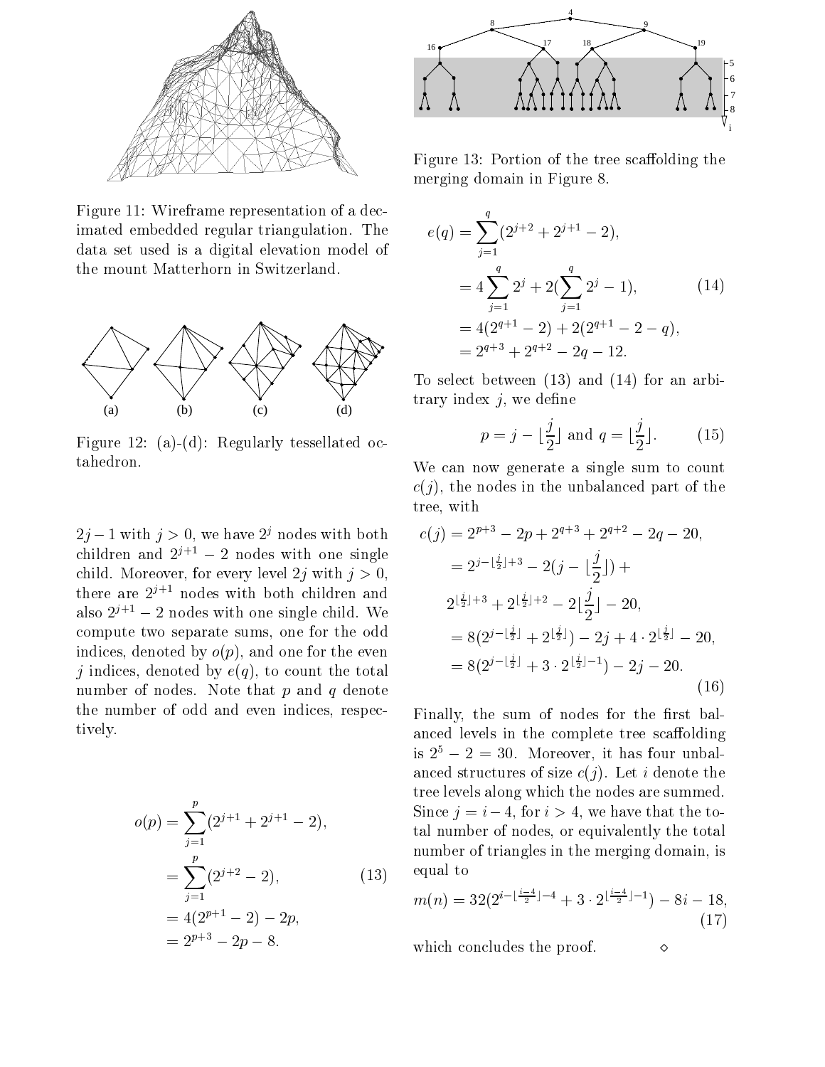Figure 11: Wireframe representation of a decimated embedded regular triangulation. The data set used is a digital elevation model of the mount Matterhorn in Switzerland.

Figure 12: (a)-(d): Regularly tessellated octahedron.

$2j-1$ with $j>0$, we have $2^j$ nodes with both children and $2^{j+1}-2$ nodes with one single child. Moreover, for every level $2j$ with $j>0$, there are $2^{j+1}$ nodes with both children and also $2^{j+1}-2$ nodes with one single child. We compute two separate sums, one for the odd indices, denoted by $o(p)$, and one for the even $j$ indices, denoted by $e(q)$, to count the total number of nodes. Note that $p$ and $q$ denote the number of odd and even indices, respectively.

$$
\begin{aligned}
o(p) &= \sum_{j=1}^{p}(2^{j+1}+2^{j+1}-2), \\
&= \sum_{j=1}^{p}(2^{j+2}-2), \\
&= 4(2^{p+1}-2)-2p, \\
&= 2^{p+3}-2p-8.
\end{aligned}
\tag{13}
$$

Figure 13: Portion of the tree scaffolding the merging domain in Figure 8.

$$
\begin{aligned}
e(q) &= \sum_{j=1}^{q}(2^{j+2}+2^{j+1}-2), \\
&= 4\sum_{j=1}^{q}2^j + 2(\sum_{j=1}^{q}2^j - 1), \\
&= 4(2^{q+1}-2)+2(2^{q+1}-2-q), \\
&= 2^{q+3}+2^{q+2}-2q-12.
\end{aligned}
\tag{14}
$$

To select between (13) and (14) for an arbitrary index $j$, we define

$$
p = j - \lfloor \frac{j}{2} \rfloor \text{ and } q = \lfloor \frac{j}{2} \rfloor. \tag{15}
$$

We can now generate a single sum to count $c(j)$, the nodes in the unbalanced part of the tree, with

$$
\begin{aligned}
c(j) &= 2^{p+3}-2p+2^{q+3}+2^{q+2}-2q-20, \\
&= 2^{j-\lfloor \frac{j}{2} \rfloor+3} - 2(j-\lfloor \frac{j}{2} \rfloor) + \\
&\quad 2^{\lfloor \frac{j}{2} \rfloor+3}+2^{\lfloor \frac{j}{2} \rfloor+2}-2\lfloor \frac{j}{2} \rfloor - 20, \\
&= 8(2^{j-\lfloor \frac{j}{2} \rfloor}+2^{\lfloor \frac{j}{2} \rfloor}) - 2j + 4\cdot 2^{\lfloor \frac{j}{2} \rfloor} - 20, \\
&= 8(2^{j-\lfloor \frac{j}{2} \rfloor}+3\cdot 2^{\lfloor \frac{j}{2} \rfloor - 1}) - 2j - 20.
\end{aligned}
\tag{16}
$$

Finally, the sum of nodes for the first balanced levels in the complete tree scaffolding is $2^5-2=30$. Moreover, it has four unbalanced structures of size $c(j)$. Let $i$ denote the tree levels along which the nodes are summed. Since $j=i-4$, for $i>4$, we have that the total number of nodes, or equivalently the total number of triangles in the merging domain, is equal to

$$
m(n) = 32(2^{i-\lfloor \frac{i-4}{2} \rfloor - 4} + 3\cdot 2^{\lfloor \frac{i-4}{2} \rfloor - 1}) - 8i - 18, \tag{17}
$$

which concludes the proof. $\diamond$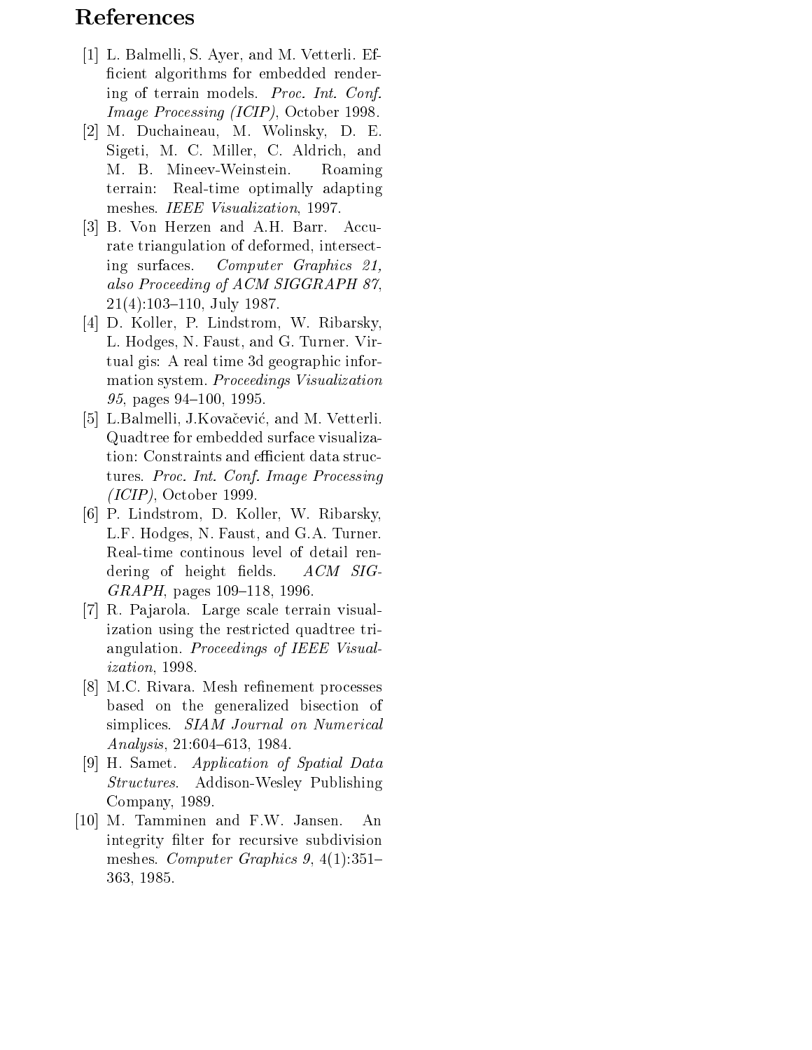## References

[1] L. Balmelli, S. Ayer, and M. Vetterli. Efficient algorithms for embedded rendering of terrain models. *Proc. Int. Conf. Image Processing (ICIP)*, October 1998.

[2] M. Duchaineau, M. Wolinsky, D. E. Sigeti, M. C. Miller, C. Aldrich, and M. B. Mineev-Weinstein. Roaming terrain: Real-time optimally adapting meshes. *IEEE Visualization*, 1997.

[3] B. Von Herzen and A.H. Barr. Accurate triangulation of deformed, intersecting surfaces. *Computer Graphics 21, also Proceeding of ACM SIGGRAPH 87*, 21(4):103–110, July 1987.

[4] D. Koller, P. Lindstrom, W. Ribarsky, L. Hodges, N. Faust, and G. Turner. Virtual gis: A real time 3d geographic information system. *Proceedings Visualization 95*, pages 94–100, 1995.

[5] L.Balmelli, J.Kovačević, and M. Vetterli. Quadtree for embedded surface visualization: Constraints and efficient data structures. *Proc. Int. Conf. Image Processing (ICIP)*, October 1999.

[6] P. Lindstrom, D. Koller, W. Ribarsky, L.F. Hodges, N. Faust, and G.A. Turner. Real-time continous level of detail rendering of height fields. *ACM SIGGRAPH*, pages 109–118, 1996.

[7] R. Pajarola. Large scale terrain visualization using the restricted quadtree triangulation. *Proceedings of IEEE Visualization*, 1998.

[8] M.C. Rivara. Mesh refinement processes based on the generalized bisection of simplices. *SIAM Journal on Numerical Analysis*, 21:604–613, 1984.

[9] H. Samet. *Application of Spatial Data Structures*. Addison-Wesley Publishing Company, 1989.

[10] M. Tamminen and F.W. Jansen. An integrity filter for recursive subdivision meshes. *Computer Graphics 9*, 4(1):351–363, 1985.